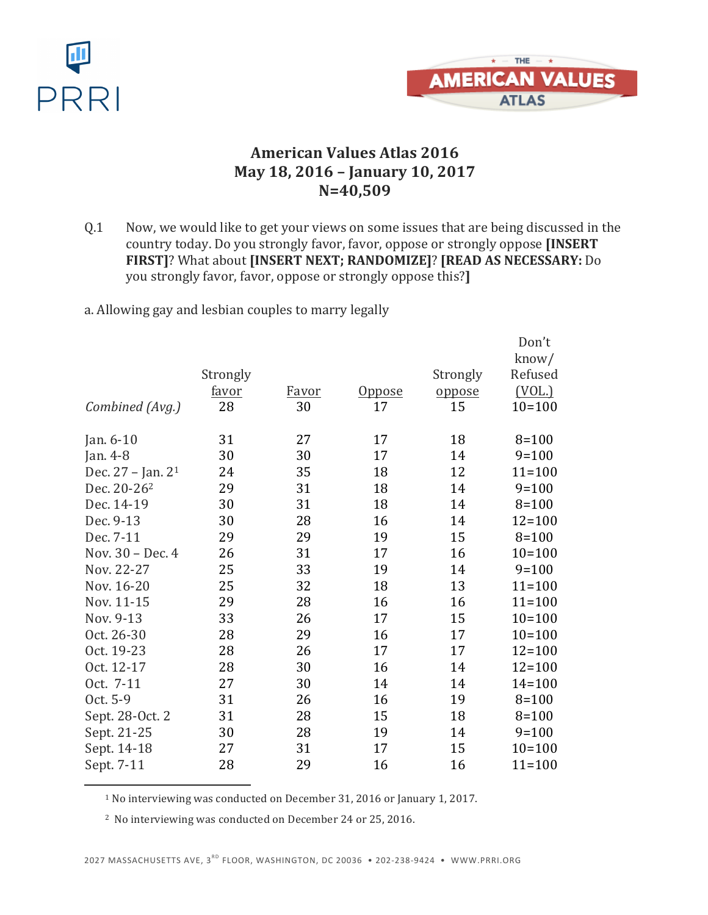# American Values Atlas 2016
## May 18, 2016 – January 10, 2017
## N=40,509

Q.1 Now, we would like to get your views on some issues that are being discussed in the country today. Do you strongly favor, favor, oppose or strongly oppose **[INSERT FIRST]**? What about **[INSERT NEXT; RANDOMIZE]**? **[READ AS NECESSARY:** Do you strongly favor, favor, oppose or strongly oppose this?**]**

a. Allowing gay and lesbian couples to marry legally

| | Strongly favor | Favor | Oppose | Strongly oppose | Don't know/ Refused (VOL.) |
|---|---|---|---|---|---|
| *Combined (Avg.)* | 28 | 30 | 17 | 15 | 10=100 |
| Jan. 6-10 | 31 | 27 | 17 | 18 | 8=100 |
| Jan. 4-8 | 30 | 30 | 17 | 14 | 9=100 |
| Dec. 27 – Jan. 2[1] | 24 | 35 | 18 | 12 | 11=100 |
| Dec. 20-26[2] | 29 | 31 | 18 | 14 | 9=100 |
| Dec. 14-19 | 30 | 31 | 18 | 14 | 8=100 |
| Dec. 9-13 | 30 | 28 | 16 | 14 | 12=100 |
| Dec. 7-11 | 29 | 29 | 19 | 15 | 8=100 |
| Nov. 30 – Dec. 4 | 26 | 31 | 17 | 16 | 10=100 |
| Nov. 22-27 | 25 | 33 | 19 | 14 | 9=100 |
| Nov. 16-20 | 25 | 32 | 18 | 13 | 11=100 |
| Nov. 11-15 | 29 | 28 | 16 | 16 | 11=100 |
| Nov. 9-13 | 33 | 26 | 17 | 15 | 10=100 |
| Oct. 26-30 | 28 | 29 | 16 | 17 | 10=100 |
| Oct. 19-23 | 28 | 26 | 17 | 17 | 12=100 |
| Oct. 12-17 | 28 | 30 | 16 | 14 | 12=100 |
| Oct. 7-11 | 27 | 30 | 14 | 14 | 14=100 |
| Oct. 5-9 | 31 | 26 | 16 | 19 | 8=100 |
| Sept. 28-Oct. 2 | 31 | 28 | 15 | 18 | 8=100 |
| Sept. 21-25 | 30 | 28 | 19 | 14 | 9=100 |
| Sept. 14-18 | 27 | 31 | 17 | 15 | 10=100 |
| Sept. 7-11 | 28 | 29 | 16 | 16 | 11=100 |

[1] No interviewing was conducted on December 31, 2016 or January 1, 2017.

[2] No interviewing was conducted on December 24 or 25, 2016.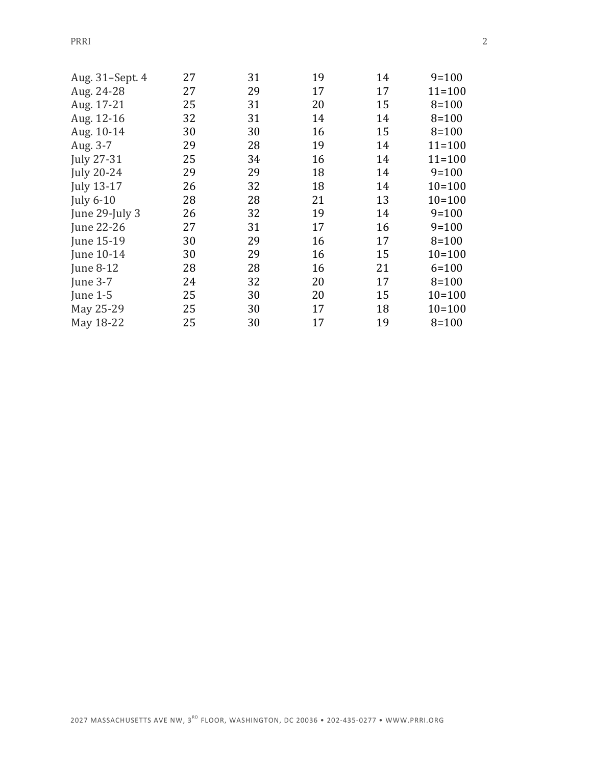| | | | | | |
|---|---|---|---|---|---|
| Aug. 31–Sept. 4 | 27 | 31 | 19 | 14 | 9=100 |
| Aug. 24-28 | 27 | 29 | 17 | 17 | 11=100 |
| Aug. 17-21 | 25 | 31 | 20 | 15 | 8=100 |
| Aug. 12-16 | 32 | 31 | 14 | 14 | 8=100 |
| Aug. 10-14 | 30 | 30 | 16 | 15 | 8=100 |
| Aug. 3-7 | 29 | 28 | 19 | 14 | 11=100 |
| July 27-31 | 25 | 34 | 16 | 14 | 11=100 |
| July 20-24 | 29 | 29 | 18 | 14 | 9=100 |
| July 13-17 | 26 | 32 | 18 | 14 | 10=100 |
| July 6-10 | 28 | 28 | 21 | 13 | 10=100 |
| June 29-July 3 | 26 | 32 | 19 | 14 | 9=100 |
| June 22-26 | 27 | 31 | 17 | 16 | 9=100 |
| June 15-19 | 30 | 29 | 16 | 17 | 8=100 |
| June 10-14 | 30 | 29 | 16 | 15 | 10=100 |
| June 8-12 | 28 | 28 | 16 | 21 | 6=100 |
| June 3-7 | 24 | 32 | 20 | 17 | 8=100 |
| June 1-5 | 25 | 30 | 20 | 15 | 10=100 |
| May 25-29 | 25 | 30 | 17 | 18 | 10=100 |
| May 18-22 | 25 | 30 | 17 | 19 | 8=100 |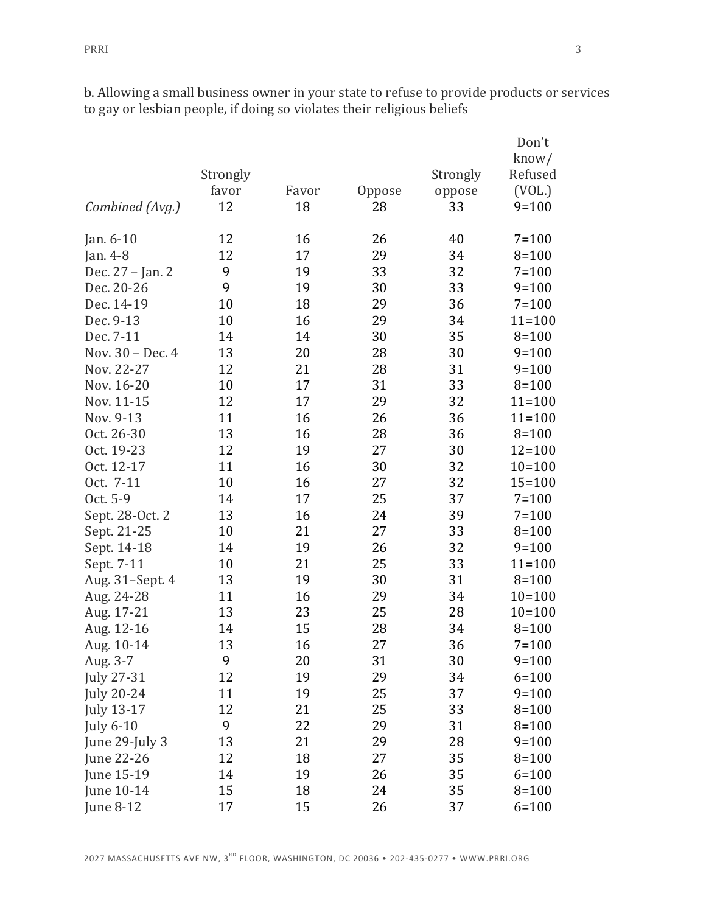b. Allowing a small business owner in your state to refuse to provide products or services to gay or lesbian people, if doing so violates their religious beliefs

| | Strongly favor | Favor | Oppose | Strongly oppose | Don't know/ Refused (VOL.) |
|---|---|---|---|---|---|
| *Combined (Avg.)* | 12 | 18 | 28 | 33 | 9=100 |
| Jan. 6-10 | 12 | 16 | 26 | 40 | 7=100 |
| Jan. 4-8 | 12 | 17 | 29 | 34 | 8=100 |
| Dec. 27 – Jan. 2 | 9 | 19 | 33 | 32 | 7=100 |
| Dec. 20-26 | 9 | 19 | 30 | 33 | 9=100 |
| Dec. 14-19 | 10 | 18 | 29 | 36 | 7=100 |
| Dec. 9-13 | 10 | 16 | 29 | 34 | 11=100 |
| Dec. 7-11 | 14 | 14 | 30 | 35 | 8=100 |
| Nov. 30 – Dec. 4 | 13 | 20 | 28 | 30 | 9=100 |
| Nov. 22-27 | 12 | 21 | 28 | 31 | 9=100 |
| Nov. 16-20 | 10 | 17 | 31 | 33 | 8=100 |
| Nov. 11-15 | 12 | 17 | 29 | 32 | 11=100 |
| Nov. 9-13 | 11 | 16 | 26 | 36 | 11=100 |
| Oct. 26-30 | 13 | 16 | 28 | 36 | 8=100 |
| Oct. 19-23 | 12 | 19 | 27 | 30 | 12=100 |
| Oct. 12-17 | 11 | 16 | 30 | 32 | 10=100 |
| Oct. 7-11 | 10 | 16 | 27 | 32 | 15=100 |
| Oct. 5-9 | 14 | 17 | 25 | 37 | 7=100 |
| Sept. 28-Oct. 2 | 13 | 16 | 24 | 39 | 7=100 |
| Sept. 21-25 | 10 | 21 | 27 | 33 | 8=100 |
| Sept. 14-18 | 14 | 19 | 26 | 32 | 9=100 |
| Sept. 7-11 | 10 | 21 | 25 | 33 | 11=100 |
| Aug. 31–Sept. 4 | 13 | 19 | 30 | 31 | 8=100 |
| Aug. 24-28 | 11 | 16 | 29 | 34 | 10=100 |
| Aug. 17-21 | 13 | 23 | 25 | 28 | 10=100 |
| Aug. 12-16 | 14 | 15 | 28 | 34 | 8=100 |
| Aug. 10-14 | 13 | 16 | 27 | 36 | 7=100 |
| Aug. 3-7 | 9 | 20 | 31 | 30 | 9=100 |
| July 27-31 | 12 | 19 | 29 | 34 | 6=100 |
| July 20-24 | 11 | 19 | 25 | 37 | 9=100 |
| July 13-17 | 12 | 21 | 25 | 33 | 8=100 |
| July 6-10 | 9 | 22 | 29 | 31 | 8=100 |
| June 29-July 3 | 13 | 21 | 29 | 28 | 9=100 |
| June 22-26 | 12 | 18 | 27 | 35 | 8=100 |
| June 15-19 | 14 | 19 | 26 | 35 | 6=100 |
| June 10-14 | 15 | 18 | 24 | 35 | 8=100 |
| June 8-12 | 17 | 15 | 26 | 37 | 6=100 |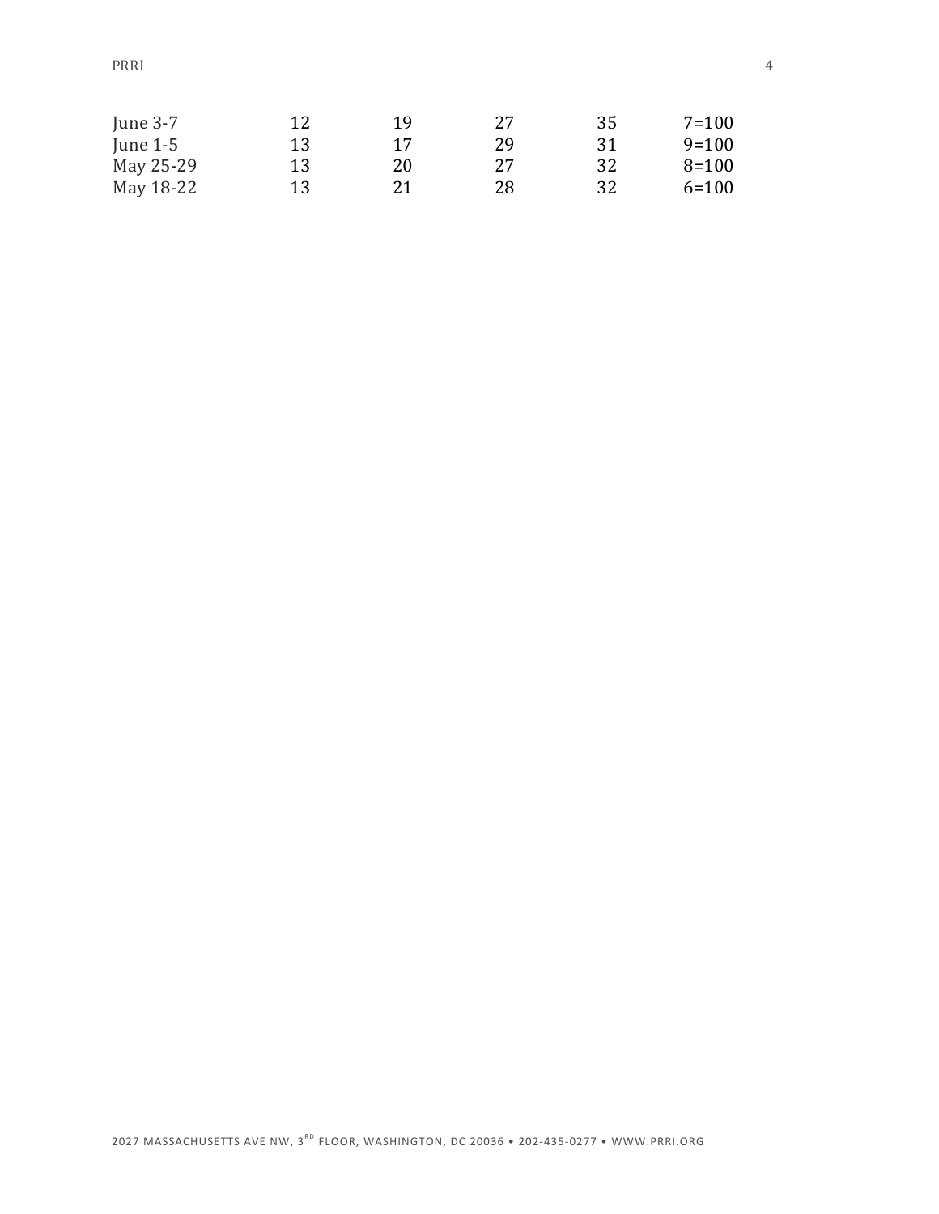| | | | | | |
|---|---|---|---|---|---|
| June 3-7 | 12 | 19 | 27 | 35 | 7=100 |
| June 1-5 | 13 | 17 | 29 | 31 | 9=100 |
| May 25-29 | 13 | 20 | 27 | 32 | 8=100 |
| May 18-22 | 13 | 21 | 28 | 32 | 6=100 |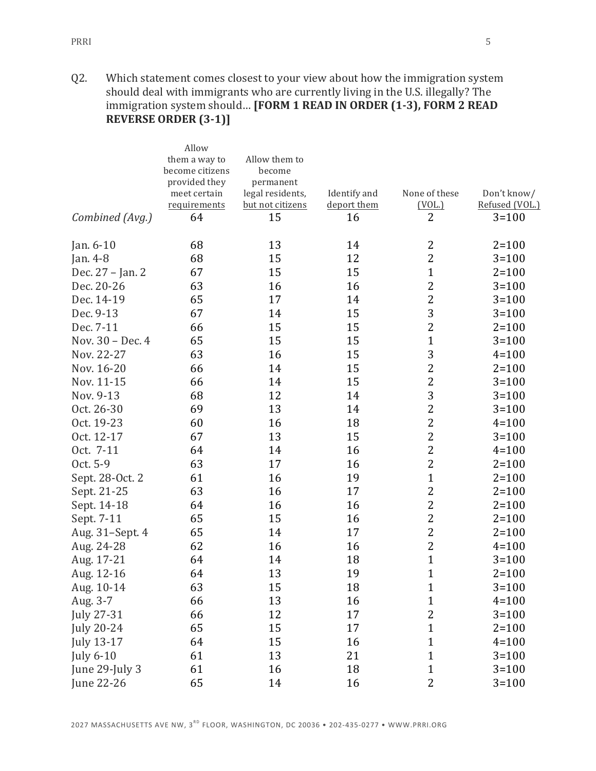Q2. Which statement comes closest to your view about how the immigration system should deal with immigrants who are currently living in the U.S. illegally? The immigration system should… **[FORM 1 READ IN ORDER (1-3), FORM 2 READ REVERSE ORDER (3-1)]**

| | Allow them a way to become citizens provided they meet certain requirements | Allow them to become permanent legal residents, but not citizens | Identify and deport them | None of these (VOL.) | Don't know/ Refused (VOL.) |
|---|---|---|---|---|---|
| *Combined (Avg.)* | 64 | 15 | 16 | 2 | 3=100 |
| Jan. 6-10 | 68 | 13 | 14 | 2 | 2=100 |
| Jan. 4-8 | 68 | 15 | 12 | 2 | 3=100 |
| Dec. 27 – Jan. 2 | 67 | 15 | 15 | 1 | 2=100 |
| Dec. 20-26 | 63 | 16 | 16 | 2 | 3=100 |
| Dec. 14-19 | 65 | 17 | 14 | 2 | 3=100 |
| Dec. 9-13 | 67 | 14 | 15 | 3 | 3=100 |
| Dec. 7-11 | 66 | 15 | 15 | 2 | 2=100 |
| Nov. 30 – Dec. 4 | 65 | 15 | 15 | 1 | 3=100 |
| Nov. 22-27 | 63 | 16 | 15 | 3 | 4=100 |
| Nov. 16-20 | 66 | 14 | 15 | 2 | 2=100 |
| Nov. 11-15 | 66 | 14 | 15 | 2 | 3=100 |
| Nov. 9-13 | 68 | 12 | 14 | 3 | 3=100 |
| Oct. 26-30 | 69 | 13 | 14 | 2 | 3=100 |
| Oct. 19-23 | 60 | 16 | 18 | 2 | 4=100 |
| Oct. 12-17 | 67 | 13 | 15 | 2 | 3=100 |
| Oct. 7-11 | 64 | 14 | 16 | 2 | 4=100 |
| Oct. 5-9 | 63 | 17 | 16 | 2 | 2=100 |
| Sept. 28-Oct. 2 | 61 | 16 | 19 | 1 | 2=100 |
| Sept. 21-25 | 63 | 16 | 17 | 2 | 2=100 |
| Sept. 14-18 | 64 | 16 | 16 | 2 | 2=100 |
| Sept. 7-11 | 65 | 15 | 16 | 2 | 2=100 |
| Aug. 31–Sept. 4 | 65 | 14 | 17 | 2 | 2=100 |
| Aug. 24-28 | 62 | 16 | 16 | 2 | 4=100 |
| Aug. 17-21 | 64 | 14 | 18 | 1 | 3=100 |
| Aug. 12-16 | 64 | 13 | 19 | 1 | 2=100 |
| Aug. 10-14 | 63 | 15 | 18 | 1 | 3=100 |
| Aug. 3-7 | 66 | 13 | 16 | 1 | 4=100 |
| July 27-31 | 66 | 12 | 17 | 2 | 3=100 |
| July 20-24 | 65 | 15 | 17 | 1 | 2=100 |
| July 13-17 | 64 | 15 | 16 | 1 | 4=100 |
| July 6-10 | 61 | 13 | 21 | 1 | 3=100 |
| June 29-July 3 | 61 | 16 | 18 | 1 | 3=100 |
| June 22-26 | 65 | 14 | 16 | 2 | 3=100 |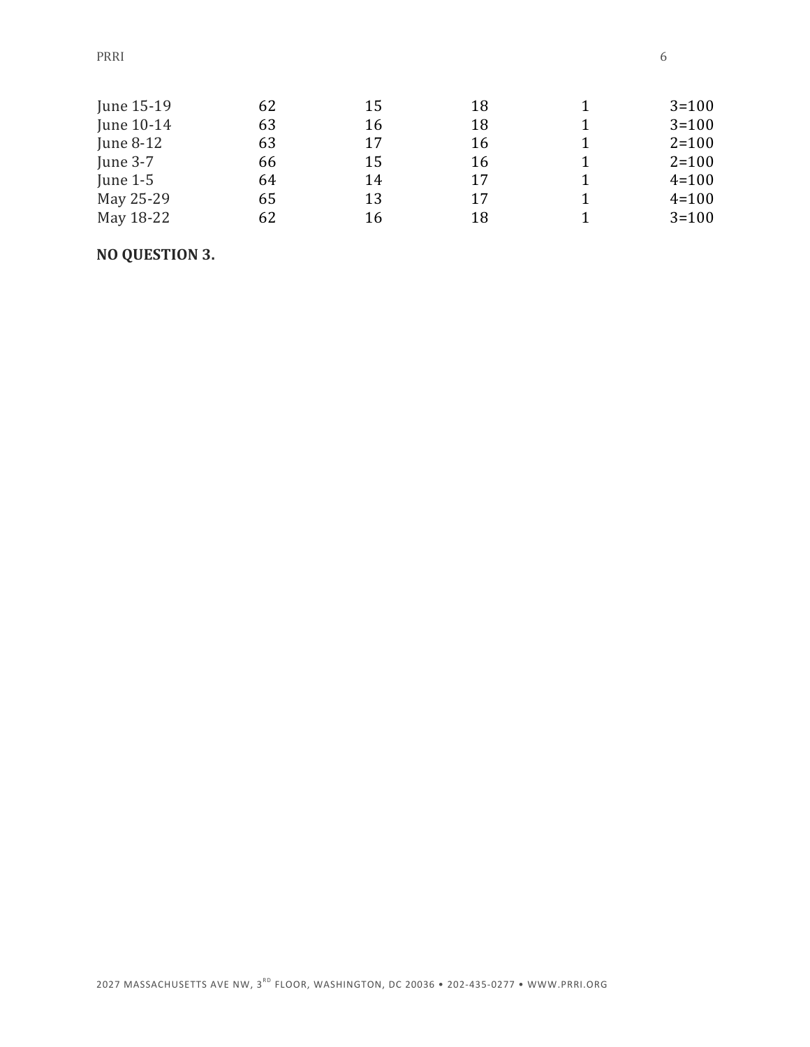| | | | | | |
|---|---|---|---|---|---|
| June 15-19 | 62 | 15 | 18 | 1 | 3=100 |
| June 10-14 | 63 | 16 | 18 | 1 | 3=100 |
| June 8-12 | 63 | 17 | 16 | 1 | 2=100 |
| June 3-7 | 66 | 15 | 16 | 1 | 2=100 |
| June 1-5 | 64 | 14 | 17 | 1 | 4=100 |
| May 25-29 | 65 | 13 | 17 | 1 | 4=100 |
| May 18-22 | 62 | 16 | 18 | 1 | 3=100 |

**NO QUESTION 3.**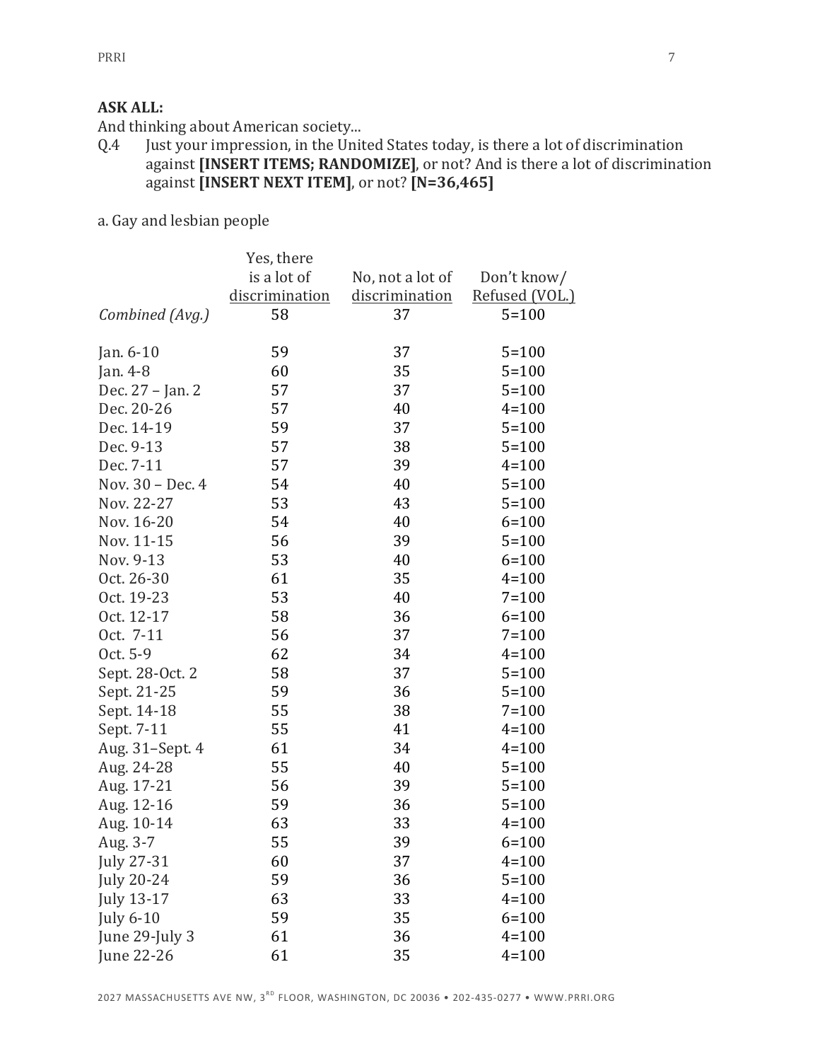**ASK ALL:**

And thinking about American society...

Q.4 Just your impression, in the United States today, is there a lot of discrimination against **[INSERT ITEMS; RANDOMIZE]**, or not? And is there a lot of discrimination against **[INSERT NEXT ITEM]**, or not? **[N=36,465]**

a. Gay and lesbian people

| | Yes, there is a lot of discrimination | No, not a lot of discrimination | Don't know/ Refused (VOL.) |
|---|---|---|---|
| *Combined (Avg.)* | 58 | 37 | 5=100 |
| Jan. 6-10 | 59 | 37 | 5=100 |
| Jan. 4-8 | 60 | 35 | 5=100 |
| Dec. 27 – Jan. 2 | 57 | 37 | 5=100 |
| Dec. 20-26 | 57 | 40 | 4=100 |
| Dec. 14-19 | 59 | 37 | 5=100 |
| Dec. 9-13 | 57 | 38 | 5=100 |
| Dec. 7-11 | 57 | 39 | 4=100 |
| Nov. 30 – Dec. 4 | 54 | 40 | 5=100 |
| Nov. 22-27 | 53 | 43 | 5=100 |
| Nov. 16-20 | 54 | 40 | 6=100 |
| Nov. 11-15 | 56 | 39 | 5=100 |
| Nov. 9-13 | 53 | 40 | 6=100 |
| Oct. 26-30 | 61 | 35 | 4=100 |
| Oct. 19-23 | 53 | 40 | 7=100 |
| Oct. 12-17 | 58 | 36 | 6=100 |
| Oct. 7-11 | 56 | 37 | 7=100 |
| Oct. 5-9 | 62 | 34 | 4=100 |
| Sept. 28-Oct. 2 | 58 | 37 | 5=100 |
| Sept. 21-25 | 59 | 36 | 5=100 |
| Sept. 14-18 | 55 | 38 | 7=100 |
| Sept. 7-11 | 55 | 41 | 4=100 |
| Aug. 31–Sept. 4 | 61 | 34 | 4=100 |
| Aug. 24-28 | 55 | 40 | 5=100 |
| Aug. 17-21 | 56 | 39 | 5=100 |
| Aug. 12-16 | 59 | 36 | 5=100 |
| Aug. 10-14 | 63 | 33 | 4=100 |
| Aug. 3-7 | 55 | 39 | 6=100 |
| July 27-31 | 60 | 37 | 4=100 |
| July 20-24 | 59 | 36 | 5=100 |
| July 13-17 | 63 | 33 | 4=100 |
| July 6-10 | 59 | 35 | 6=100 |
| June 29-July 3 | 61 | 36 | 4=100 |
| June 22-26 | 61 | 35 | 4=100 |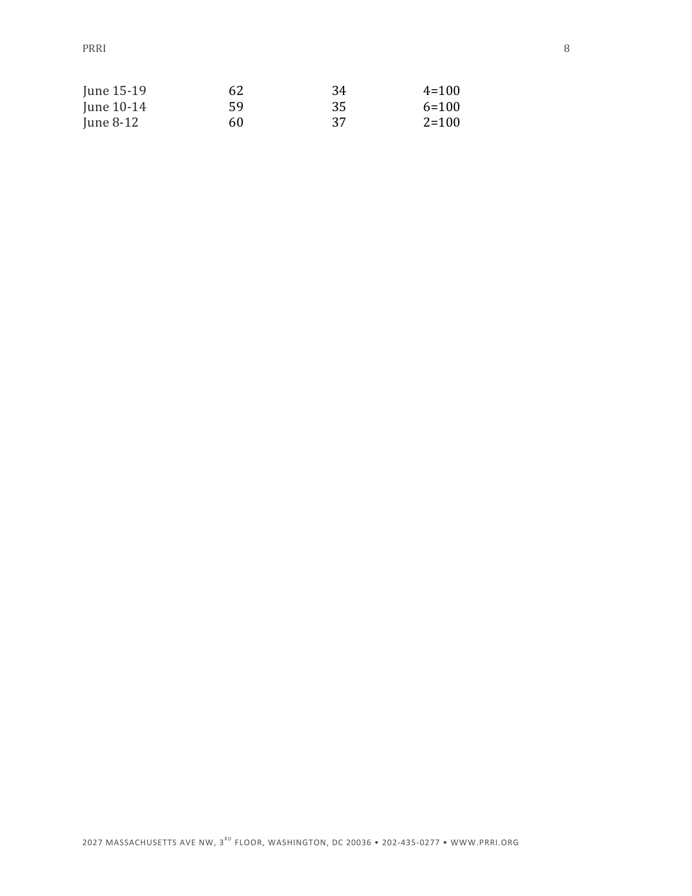| | | | |
|---|---|---|---|
| June 15-19 | 62 | 34 | 4=100 |
| June 10-14 | 59 | 35 | 6=100 |
| June 8-12 | 60 | 37 | 2=100 |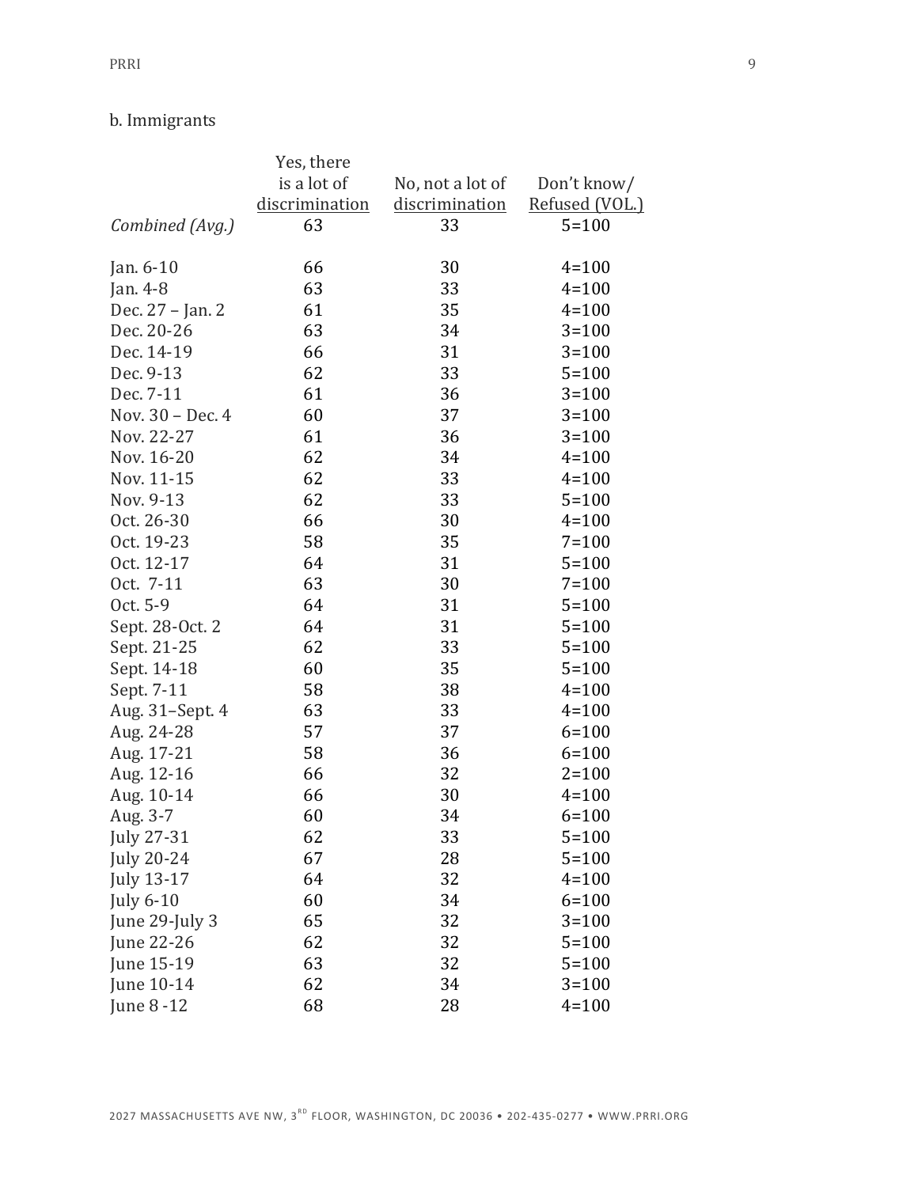b. Immigrants

| | Yes, there is a lot of discrimination | No, not a lot of discrimination | Don't know/ Refused (VOL.) |
|---|---|---|---|
| *Combined (Avg.)* | 63 | 33 | 5=100 |
| | | | |
| Jan. 6-10 | 66 | 30 | 4=100 |
| Jan. 4-8 | 63 | 33 | 4=100 |
| Dec. 27 – Jan. 2 | 61 | 35 | 4=100 |
| Dec. 20-26 | 63 | 34 | 3=100 |
| Dec. 14-19 | 66 | 31 | 3=100 |
| Dec. 9-13 | 62 | 33 | 5=100 |
| Dec. 7-11 | 61 | 36 | 3=100 |
| Nov. 30 – Dec. 4 | 60 | 37 | 3=100 |
| Nov. 22-27 | 61 | 36 | 3=100 |
| Nov. 16-20 | 62 | 34 | 4=100 |
| Nov. 11-15 | 62 | 33 | 4=100 |
| Nov. 9-13 | 62 | 33 | 5=100 |
| Oct. 26-30 | 66 | 30 | 4=100 |
| Oct. 19-23 | 58 | 35 | 7=100 |
| Oct. 12-17 | 64 | 31 | 5=100 |
| Oct. 7-11 | 63 | 30 | 7=100 |
| Oct. 5-9 | 64 | 31 | 5=100 |
| Sept. 28-Oct. 2 | 64 | 31 | 5=100 |
| Sept. 21-25 | 62 | 33 | 5=100 |
| Sept. 14-18 | 60 | 35 | 5=100 |
| Sept. 7-11 | 58 | 38 | 4=100 |
| Aug. 31–Sept. 4 | 63 | 33 | 4=100 |
| Aug. 24-28 | 57 | 37 | 6=100 |
| Aug. 17-21 | 58 | 36 | 6=100 |
| Aug. 12-16 | 66 | 32 | 2=100 |
| Aug. 10-14 | 66 | 30 | 4=100 |
| Aug. 3-7 | 60 | 34 | 6=100 |
| July 27-31 | 62 | 33 | 5=100 |
| July 20-24 | 67 | 28 | 5=100 |
| July 13-17 | 64 | 32 | 4=100 |
| July 6-10 | 60 | 34 | 6=100 |
| June 29-July 3 | 65 | 32 | 3=100 |
| June 22-26 | 62 | 32 | 5=100 |
| June 15-19 | 63 | 32 | 5=100 |
| June 10-14 | 62 | 34 | 3=100 |
| June 8 -12 | 68 | 28 | 4=100 |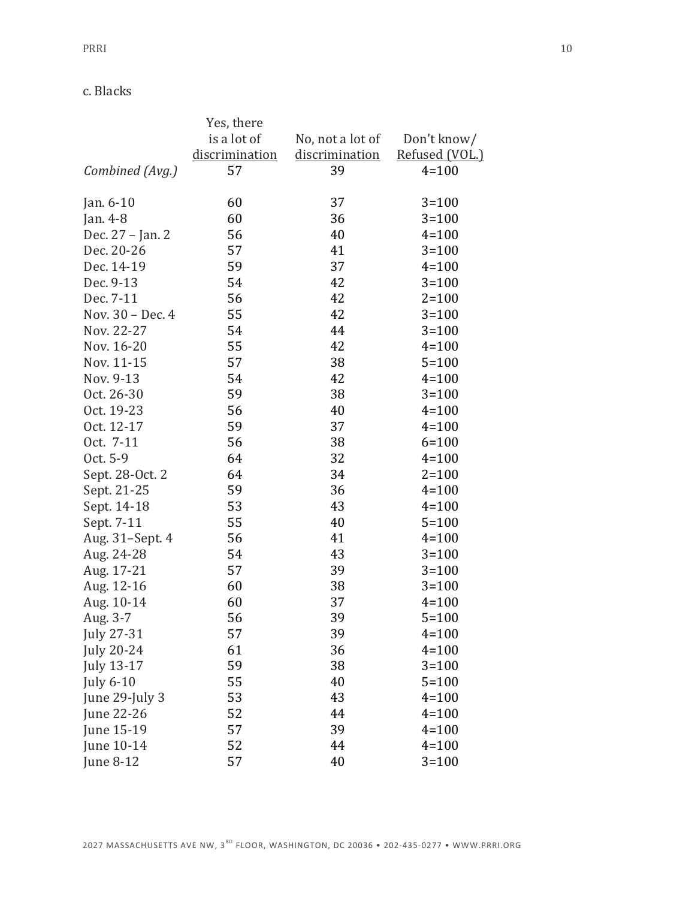c. Blacks

| | Yes, there is a lot of discrimination | No, not a lot of discrimination | Don't know/ Refused (VOL.) |
|---|---|---|---|
| *Combined (Avg.)* | 57 | 39 | 4=100 |
| Jan. 6-10 | 60 | 37 | 3=100 |
| Jan. 4-8 | 60 | 36 | 3=100 |
| Dec. 27 – Jan. 2 | 56 | 40 | 4=100 |
| Dec. 20-26 | 57 | 41 | 3=100 |
| Dec. 14-19 | 59 | 37 | 4=100 |
| Dec. 9-13 | 54 | 42 | 3=100 |
| Dec. 7-11 | 56 | 42 | 2=100 |
| Nov. 30 – Dec. 4 | 55 | 42 | 3=100 |
| Nov. 22-27 | 54 | 44 | 3=100 |
| Nov. 16-20 | 55 | 42 | 4=100 |
| Nov. 11-15 | 57 | 38 | 5=100 |
| Nov. 9-13 | 54 | 42 | 4=100 |
| Oct. 26-30 | 59 | 38 | 3=100 |
| Oct. 19-23 | 56 | 40 | 4=100 |
| Oct. 12-17 | 59 | 37 | 4=100 |
| Oct. 7-11 | 56 | 38 | 6=100 |
| Oct. 5-9 | 64 | 32 | 4=100 |
| Sept. 28-Oct. 2 | 64 | 34 | 2=100 |
| Sept. 21-25 | 59 | 36 | 4=100 |
| Sept. 14-18 | 53 | 43 | 4=100 |
| Sept. 7-11 | 55 | 40 | 5=100 |
| Aug. 31–Sept. 4 | 56 | 41 | 4=100 |
| Aug. 24-28 | 54 | 43 | 3=100 |
| Aug. 17-21 | 57 | 39 | 3=100 |
| Aug. 12-16 | 60 | 38 | 3=100 |
| Aug. 10-14 | 60 | 37 | 4=100 |
| Aug. 3-7 | 56 | 39 | 5=100 |
| July 27-31 | 57 | 39 | 4=100 |
| July 20-24 | 61 | 36 | 4=100 |
| July 13-17 | 59 | 38 | 3=100 |
| July 6-10 | 55 | 40 | 5=100 |
| June 29-July 3 | 53 | 43 | 4=100 |
| June 22-26 | 52 | 44 | 4=100 |
| June 15-19 | 57 | 39 | 4=100 |
| June 10-14 | 52 | 44 | 4=100 |
| June 8-12 | 57 | 40 | 3=100 |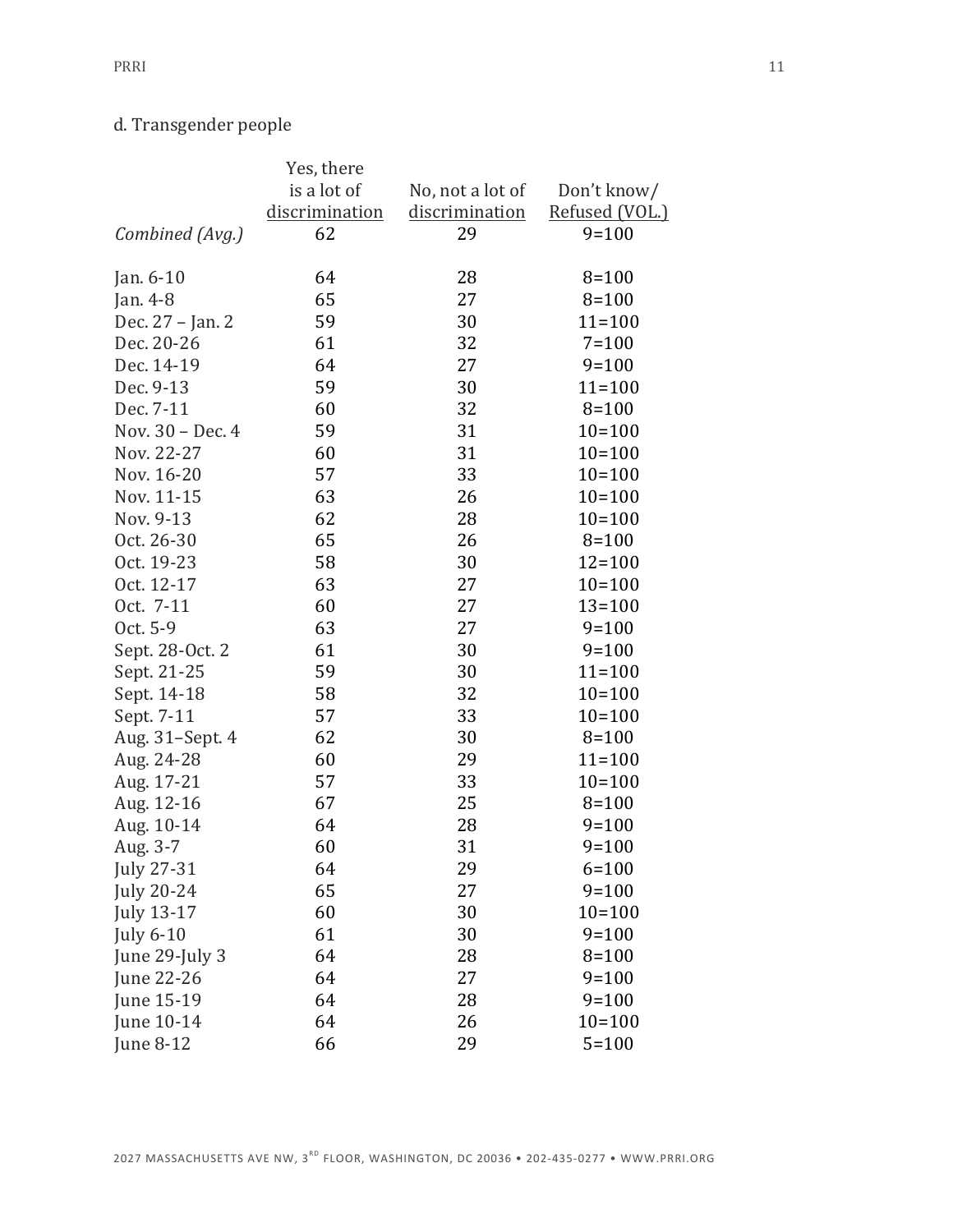d. Transgender people

| | Yes, there is a lot of discrimination | No, not a lot of discrimination | Don't know/ Refused (VOL.) |
|---|---|---|---|
| *Combined (Avg.)* | 62 | 29 | 9=100 |
| Jan. 6-10 | 64 | 28 | 8=100 |
| Jan. 4-8 | 65 | 27 | 8=100 |
| Dec. 27 – Jan. 2 | 59 | 30 | 11=100 |
| Dec. 20-26 | 61 | 32 | 7=100 |
| Dec. 14-19 | 64 | 27 | 9=100 |
| Dec. 9-13 | 59 | 30 | 11=100 |
| Dec. 7-11 | 60 | 32 | 8=100 |
| Nov. 30 – Dec. 4 | 59 | 31 | 10=100 |
| Nov. 22-27 | 60 | 31 | 10=100 |
| Nov. 16-20 | 57 | 33 | 10=100 |
| Nov. 11-15 | 63 | 26 | 10=100 |
| Nov. 9-13 | 62 | 28 | 10=100 |
| Oct. 26-30 | 65 | 26 | 8=100 |
| Oct. 19-23 | 58 | 30 | 12=100 |
| Oct. 12-17 | 63 | 27 | 10=100 |
| Oct. 7-11 | 60 | 27 | 13=100 |
| Oct. 5-9 | 63 | 27 | 9=100 |
| Sept. 28-Oct. 2 | 61 | 30 | 9=100 |
| Sept. 21-25 | 59 | 30 | 11=100 |
| Sept. 14-18 | 58 | 32 | 10=100 |
| Sept. 7-11 | 57 | 33 | 10=100 |
| Aug. 31–Sept. 4 | 62 | 30 | 8=100 |
| Aug. 24-28 | 60 | 29 | 11=100 |
| Aug. 17-21 | 57 | 33 | 10=100 |
| Aug. 12-16 | 67 | 25 | 8=100 |
| Aug. 10-14 | 64 | 28 | 9=100 |
| Aug. 3-7 | 60 | 31 | 9=100 |
| July 27-31 | 64 | 29 | 6=100 |
| July 20-24 | 65 | 27 | 9=100 |
| July 13-17 | 60 | 30 | 10=100 |
| July 6-10 | 61 | 30 | 9=100 |
| June 29-July 3 | 64 | 28 | 8=100 |
| June 22-26 | 64 | 27 | 9=100 |
| June 15-19 | 64 | 28 | 9=100 |
| June 10-14 | 64 | 26 | 10=100 |
| June 8-12 | 66 | 29 | 5=100 |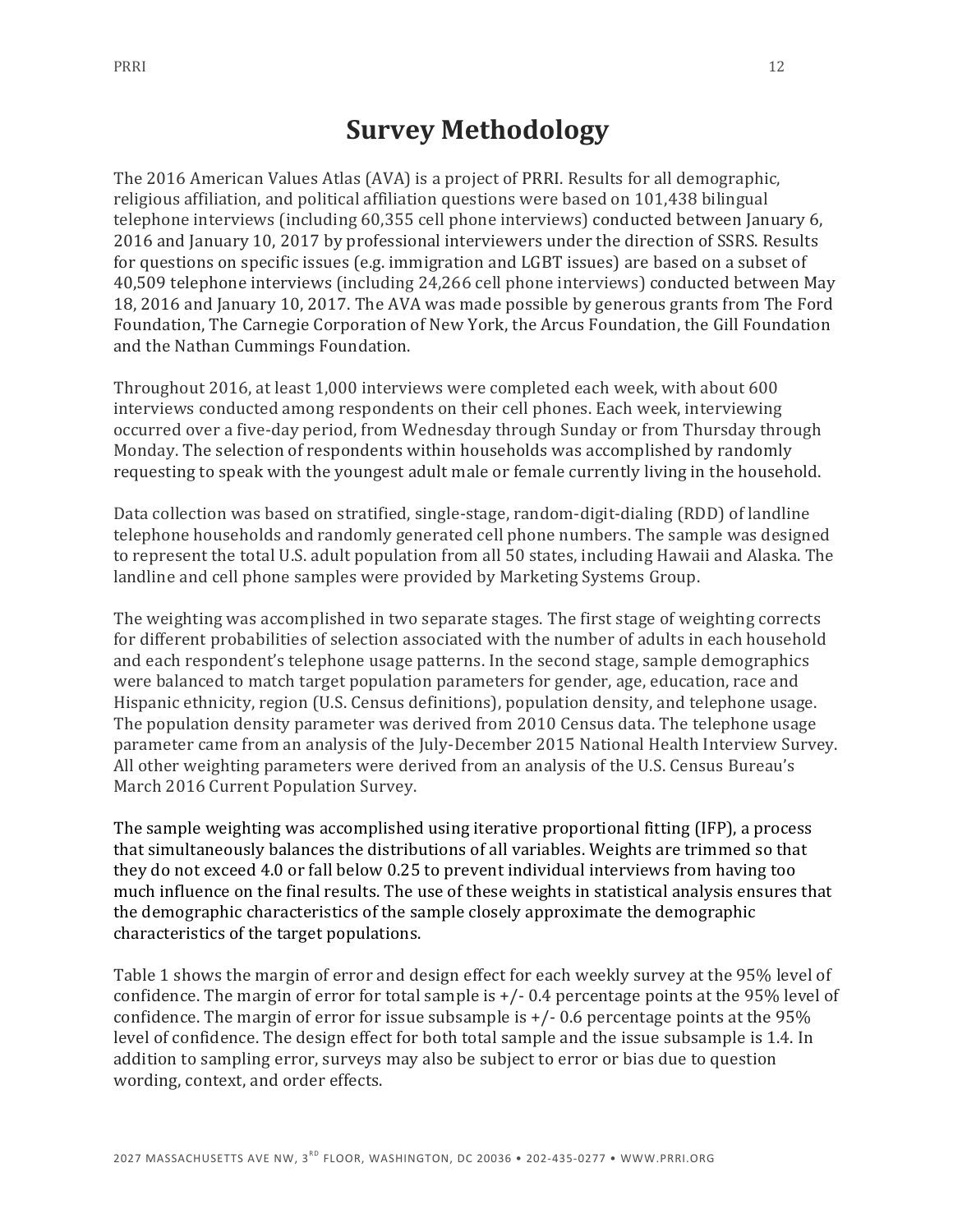# Survey Methodology

The 2016 American Values Atlas (AVA) is a project of PRRI. Results for all demographic, religious affiliation, and political affiliation questions were based on 101,438 bilingual telephone interviews (including 60,355 cell phone interviews) conducted between January 6, 2016 and January 10, 2017 by professional interviewers under the direction of SSRS. Results for questions on specific issues (e.g. immigration and LGBT issues) are based on a subset of 40,509 telephone interviews (including 24,266 cell phone interviews) conducted between May 18, 2016 and January 10, 2017. The AVA was made possible by generous grants from The Ford Foundation, The Carnegie Corporation of New York, the Arcus Foundation, the Gill Foundation and the Nathan Cummings Foundation.

Throughout 2016, at least 1,000 interviews were completed each week, with about 600 interviews conducted among respondents on their cell phones. Each week, interviewing occurred over a five-day period, from Wednesday through Sunday or from Thursday through Monday. The selection of respondents within households was accomplished by randomly requesting to speak with the youngest adult male or female currently living in the household.

Data collection was based on stratified, single-stage, random-digit-dialing (RDD) of landline telephone households and randomly generated cell phone numbers. The sample was designed to represent the total U.S. adult population from all 50 states, including Hawaii and Alaska. The landline and cell phone samples were provided by Marketing Systems Group.

The weighting was accomplished in two separate stages. The first stage of weighting corrects for different probabilities of selection associated with the number of adults in each household and each respondent's telephone usage patterns. In the second stage, sample demographics were balanced to match target population parameters for gender, age, education, race and Hispanic ethnicity, region (U.S. Census definitions), population density, and telephone usage. The population density parameter was derived from 2010 Census data. The telephone usage parameter came from an analysis of the July-December 2015 National Health Interview Survey. All other weighting parameters were derived from an analysis of the U.S. Census Bureau's March 2016 Current Population Survey.

The sample weighting was accomplished using iterative proportional fitting (IFP), a process that simultaneously balances the distributions of all variables. Weights are trimmed so that they do not exceed 4.0 or fall below 0.25 to prevent individual interviews from having too much influence on the final results. The use of these weights in statistical analysis ensures that the demographic characteristics of the sample closely approximate the demographic characteristics of the target populations.

Table 1 shows the margin of error and design effect for each weekly survey at the 95% level of confidence. The margin of error for total sample is +/- 0.4 percentage points at the 95% level of confidence. The margin of error for issue subsample is +/- 0.6 percentage points at the 95% level of confidence. The design effect for both total sample and the issue subsample is 1.4. In addition to sampling error, surveys may also be subject to error or bias due to question wording, context, and order effects.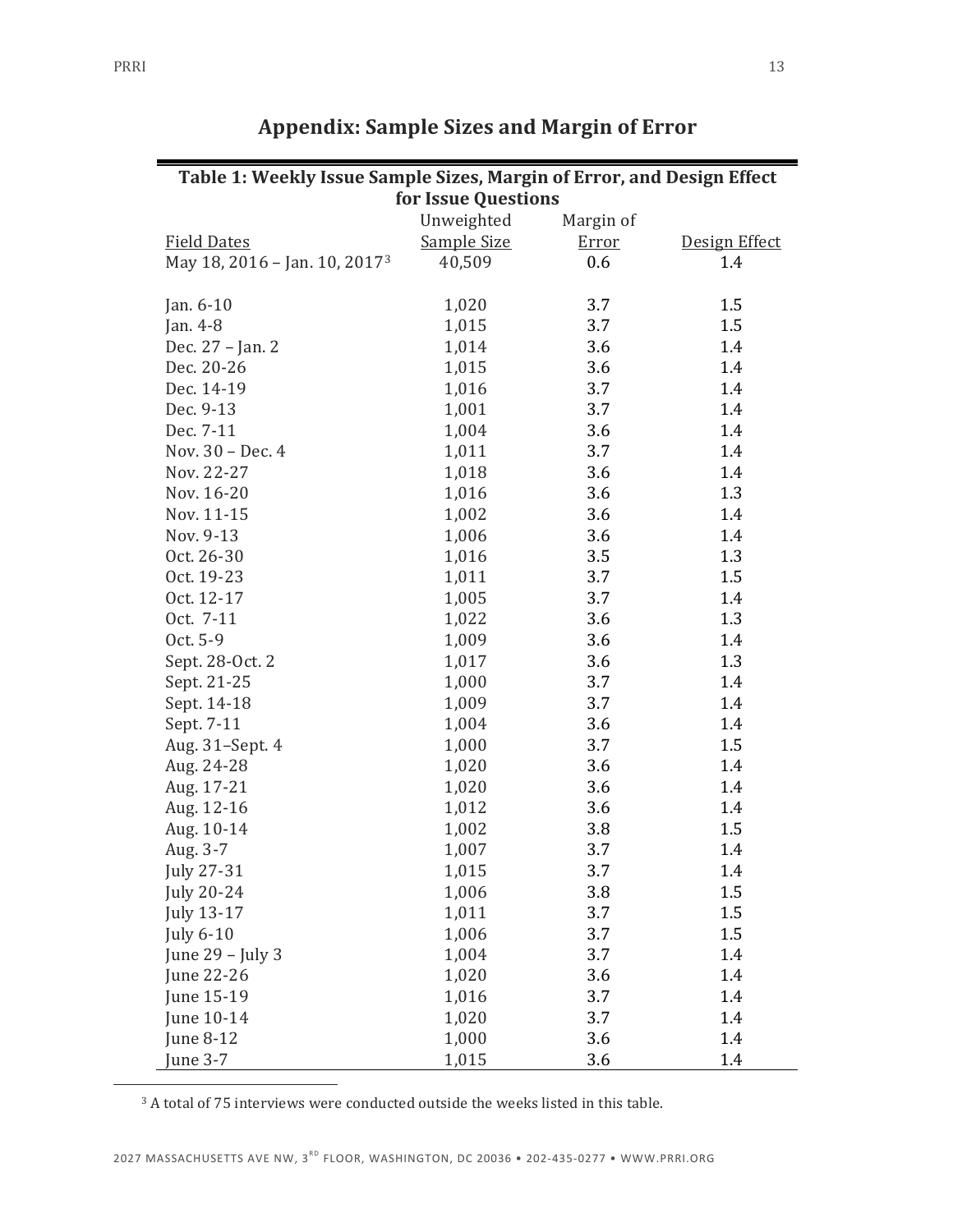## Appendix: Sample Sizes and Margin of Error

**Table 1: Weekly Issue Sample Sizes, Margin of Error, and Design Effect for Issue Questions**

| Field Dates | Unweighted Sample Size | Margin of Error | Design Effect |
|---|---|---|---|
| May 18, 2016 – Jan. 10, 2017[3] | 40,509 | 0.6 | 1.4 |
| | | | |
| Jan. 6-10 | 1,020 | 3.7 | 1.5 |
| Jan. 4-8 | 1,015 | 3.7 | 1.5 |
| Dec. 27 – Jan. 2 | 1,014 | 3.6 | 1.4 |
| Dec. 20-26 | 1,015 | 3.6 | 1.4 |
| Dec. 14-19 | 1,016 | 3.7 | 1.4 |
| Dec. 9-13 | 1,001 | 3.7 | 1.4 |
| Dec. 7-11 | 1,004 | 3.6 | 1.4 |
| Nov. 30 – Dec. 4 | 1,011 | 3.7 | 1.4 |
| Nov. 22-27 | 1,018 | 3.6 | 1.4 |
| Nov. 16-20 | 1,016 | 3.6 | 1.3 |
| Nov. 11-15 | 1,002 | 3.6 | 1.4 |
| Nov. 9-13 | 1,006 | 3.6 | 1.4 |
| Oct. 26-30 | 1,016 | 3.5 | 1.3 |
| Oct. 19-23 | 1,011 | 3.7 | 1.5 |
| Oct. 12-17 | 1,005 | 3.7 | 1.4 |
| Oct. 7-11 | 1,022 | 3.6 | 1.3 |
| Oct. 5-9 | 1,009 | 3.6 | 1.4 |
| Sept. 28-Oct. 2 | 1,017 | 3.6 | 1.3 |
| Sept. 21-25 | 1,000 | 3.7 | 1.4 |
| Sept. 14-18 | 1,009 | 3.7 | 1.4 |
| Sept. 7-11 | 1,004 | 3.6 | 1.4 |
| Aug. 31–Sept. 4 | 1,000 | 3.7 | 1.5 |
| Aug. 24-28 | 1,020 | 3.6 | 1.4 |
| Aug. 17-21 | 1,020 | 3.6 | 1.4 |
| Aug. 12-16 | 1,012 | 3.6 | 1.4 |
| Aug. 10-14 | 1,002 | 3.8 | 1.5 |
| Aug. 3-7 | 1,007 | 3.7 | 1.4 |
| July 27-31 | 1,015 | 3.7 | 1.4 |
| July 20-24 | 1,006 | 3.8 | 1.5 |
| July 13-17 | 1,011 | 3.7 | 1.5 |
| July 6-10 | 1,006 | 3.7 | 1.5 |
| June 29 – July 3 | 1,004 | 3.7 | 1.4 |
| June 22-26 | 1,020 | 3.6 | 1.4 |
| June 15-19 | 1,016 | 3.7 | 1.4 |
| June 10-14 | 1,020 | 3.7 | 1.4 |
| June 8-12 | 1,000 | 3.6 | 1.4 |
| June 3-7 | 1,015 | 3.6 | 1.4 |

[3] A total of 75 interviews were conducted outside the weeks listed in this table.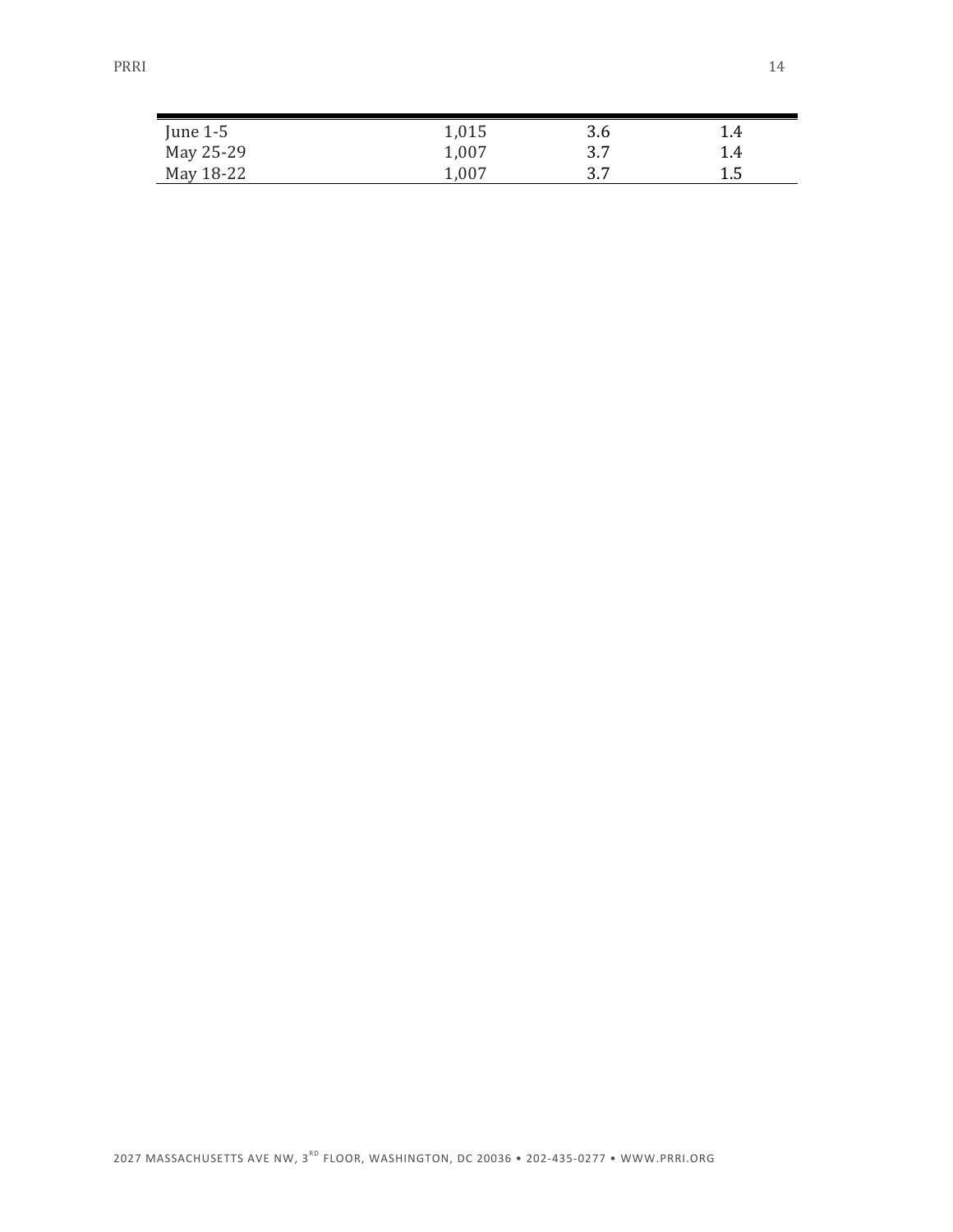| | | | |
|---|---|---|---|
| June 1-5 | 1,015 | 3.6 | 1.4 |
| May 25-29 | 1,007 | 3.7 | 1.4 |
| May 18-22 | 1,007 | 3.7 | 1.5 |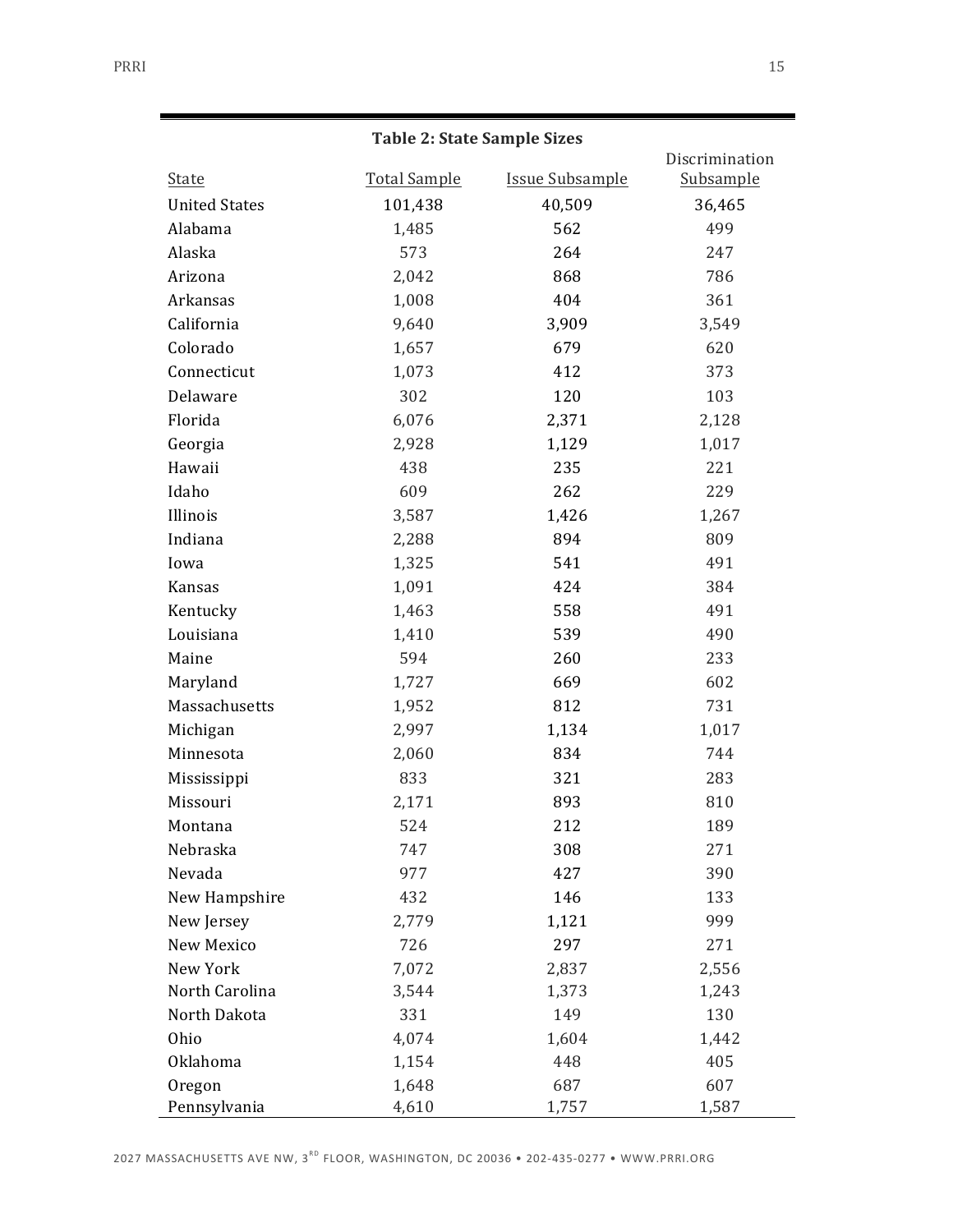**Table 2: State Sample Sizes**

| State | Total Sample | Issue Subsample | Discrimination Subsample |
|---|---|---|---|
| United States | 101,438 | 40,509 | 36,465 |
| Alabama | 1,485 | 562 | 499 |
| Alaska | 573 | 264 | 247 |
| Arizona | 2,042 | 868 | 786 |
| Arkansas | 1,008 | 404 | 361 |
| California | 9,640 | 3,909 | 3,549 |
| Colorado | 1,657 | 679 | 620 |
| Connecticut | 1,073 | 412 | 373 |
| Delaware | 302 | 120 | 103 |
| Florida | 6,076 | 2,371 | 2,128 |
| Georgia | 2,928 | 1,129 | 1,017 |
| Hawaii | 438 | 235 | 221 |
| Idaho | 609 | 262 | 229 |
| Illinois | 3,587 | 1,426 | 1,267 |
| Indiana | 2,288 | 894 | 809 |
| Iowa | 1,325 | 541 | 491 |
| Kansas | 1,091 | 424 | 384 |
| Kentucky | 1,463 | 558 | 491 |
| Louisiana | 1,410 | 539 | 490 |
| Maine | 594 | 260 | 233 |
| Maryland | 1,727 | 669 | 602 |
| Massachusetts | 1,952 | 812 | 731 |
| Michigan | 2,997 | 1,134 | 1,017 |
| Minnesota | 2,060 | 834 | 744 |
| Mississippi | 833 | 321 | 283 |
| Missouri | 2,171 | 893 | 810 |
| Montana | 524 | 212 | 189 |
| Nebraska | 747 | 308 | 271 |
| Nevada | 977 | 427 | 390 |
| New Hampshire | 432 | 146 | 133 |
| New Jersey | 2,779 | 1,121 | 999 |
| New Mexico | 726 | 297 | 271 |
| New York | 7,072 | 2,837 | 2,556 |
| North Carolina | 3,544 | 1,373 | 1,243 |
| North Dakota | 331 | 149 | 130 |
| Ohio | 4,074 | 1,604 | 1,442 |
| Oklahoma | 1,154 | 448 | 405 |
| Oregon | 1,648 | 687 | 607 |
| Pennsylvania | 4,610 | 1,757 | 1,587 |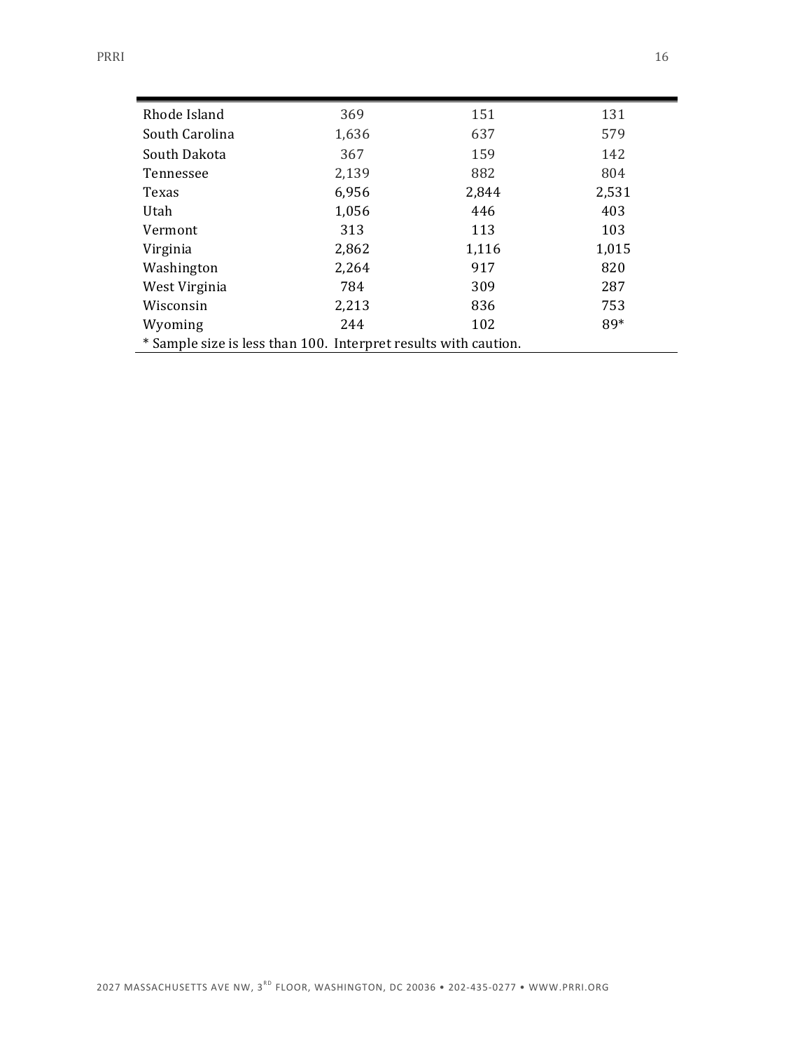| | | | |
|---|---|---|---|
| Rhode Island | 369 | 151 | 131 |
| South Carolina | 1,636 | 637 | 579 |
| South Dakota | 367 | 159 | 142 |
| Tennessee | 2,139 | 882 | 804 |
| Texas | 6,956 | 2,844 | 2,531 |
| Utah | 1,056 | 446 | 403 |
| Vermont | 313 | 113 | 103 |
| Virginia | 2,862 | 1,116 | 1,015 |
| Washington | 2,264 | 917 | 820 |
| West Virginia | 784 | 309 | 287 |
| Wisconsin | 2,213 | 836 | 753 |
| Wyoming | 244 | 102 | 89* |

* Sample size is less than 100. Interpret results with caution.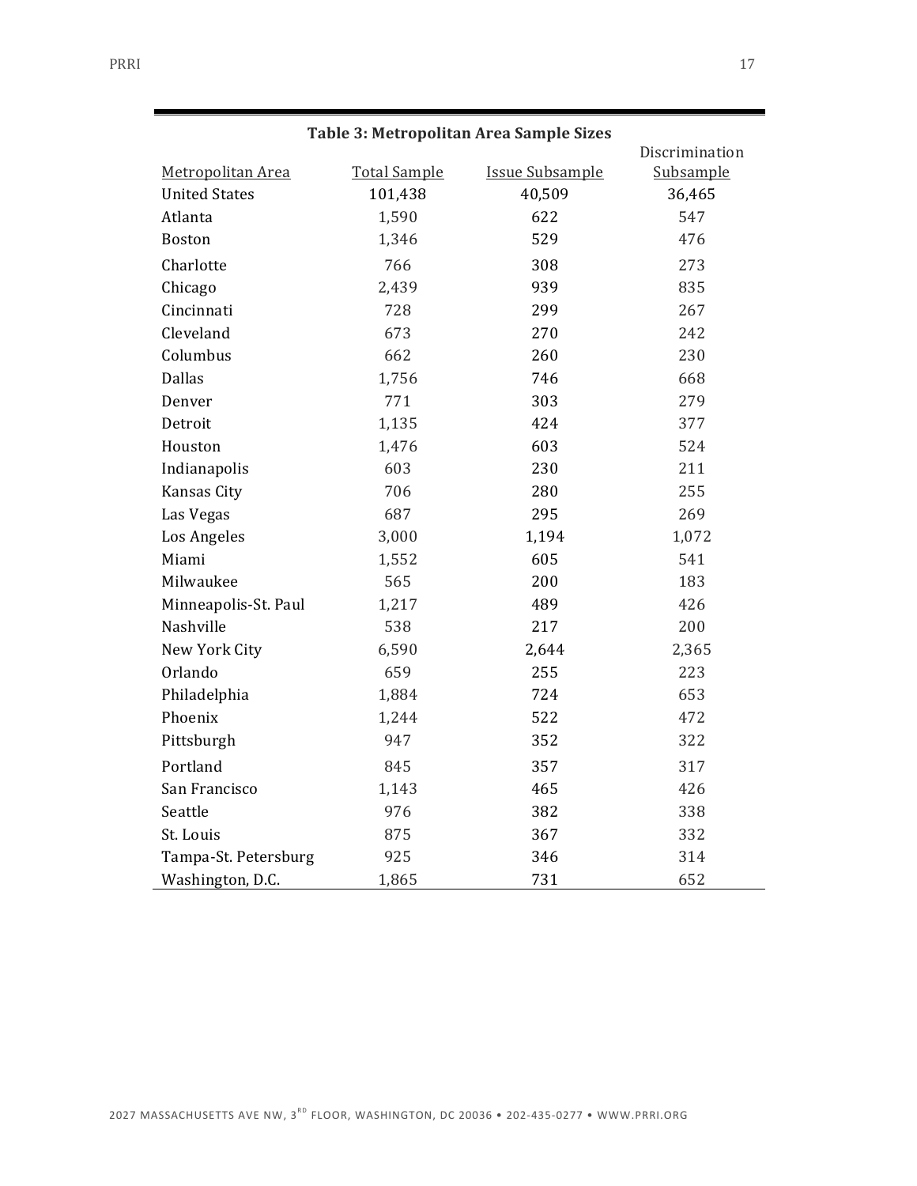**Table 3: Metropolitan Area Sample Sizes**

| Metropolitan Area | Total Sample | Issue Subsample | Discrimination Subsample |
|---|---|---|---|
| United States | 101,438 | 40,509 | 36,465 |
| Atlanta | 1,590 | 622 | 547 |
| Boston | 1,346 | 529 | 476 |
| Charlotte | 766 | 308 | 273 |
| Chicago | 2,439 | 939 | 835 |
| Cincinnati | 728 | 299 | 267 |
| Cleveland | 673 | 270 | 242 |
| Columbus | 662 | 260 | 230 |
| Dallas | 1,756 | 746 | 668 |
| Denver | 771 | 303 | 279 |
| Detroit | 1,135 | 424 | 377 |
| Houston | 1,476 | 603 | 524 |
| Indianapolis | 603 | 230 | 211 |
| Kansas City | 706 | 280 | 255 |
| Las Vegas | 687 | 295 | 269 |
| Los Angeles | 3,000 | 1,194 | 1,072 |
| Miami | 1,552 | 605 | 541 |
| Milwaukee | 565 | 200 | 183 |
| Minneapolis-St. Paul | 1,217 | 489 | 426 |
| Nashville | 538 | 217 | 200 |
| New York City | 6,590 | 2,644 | 2,365 |
| Orlando | 659 | 255 | 223 |
| Philadelphia | 1,884 | 724 | 653 |
| Phoenix | 1,244 | 522 | 472 |
| Pittsburgh | 947 | 352 | 322 |
| Portland | 845 | 357 | 317 |
| San Francisco | 1,143 | 465 | 426 |
| Seattle | 976 | 382 | 338 |
| St. Louis | 875 | 367 | 332 |
| Tampa-St. Petersburg | 925 | 346 | 314 |
| Washington, D.C. | 1,865 | 731 | 652 |